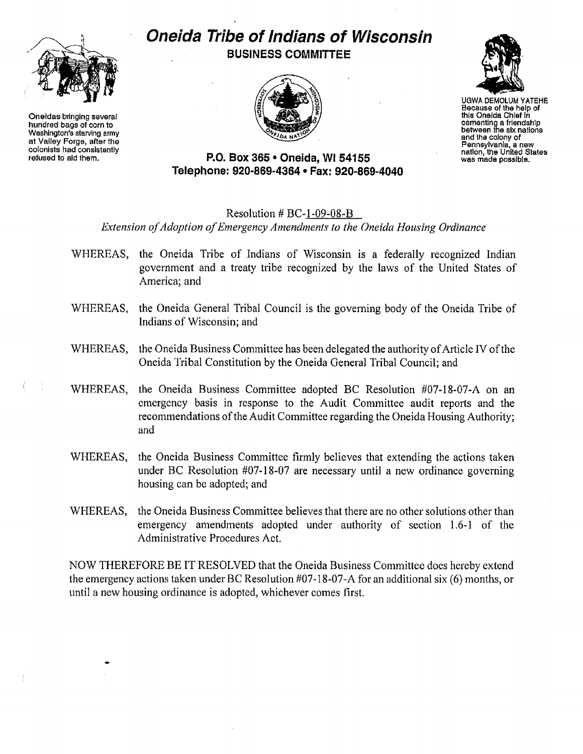# Oneida Tribe of Indians of Wisconsin

**BUSINESS COMMITTEE**

Oneidas bringing several hundred bags of corn to Washington's starving army at Valley Forge, after the colonists had consistently refused to aid them.

UGWA DEMOLUM YATEHE
Because of the help of this Oneida Chief in cementing a friendship between the six nations and the colony of Pennsylvania, a new nation, the United States was made possible.

**P.O. Box 365 • Oneida, WI 54155**
**Telephone: 920-869-4364 • Fax: 920-869-4040**

Resolution # BC-1-09-08-B

*Extension of Adoption of Emergency Amendments to the Oneida Housing Ordinance*

WHEREAS, the Oneida Tribe of Indians of Wisconsin is a federally recognized Indian government and a treaty tribe recognized by the laws of the United States of America; and

WHEREAS, the Oneida General Tribal Council is the governing body of the Oneida Tribe of Indians of Wisconsin; and

WHEREAS, the Oneida Business Committee has been delegated the authority of Article IV of the Oneida Tribal Constitution by the Oneida General Tribal Council; and

WHEREAS, the Oneida Business Committee adopted BC Resolution #07-18-07-A on an emergency basis in response to the Audit Committee audit reports and the recommendations of the Audit Committee regarding the Oneida Housing Authority; and

WHEREAS, the Oneida Business Committee firmly believes that extending the actions taken under BC Resolution #07-18-07 are necessary until a new ordinance governing housing can be adopted; and

WHEREAS, the Oneida Business Committee believes that there are no other solutions other than emergency amendments adopted under authority of section 1.6-1 of the Administrative Procedures Act.

NOW THEREFORE BE IT RESOLVED that the Oneida Business Committee does hereby extend the emergency actions taken under BC Resolution #07-18-07-A for an additional six (6) months, or until a new housing ordinance is adopted, whichever comes first.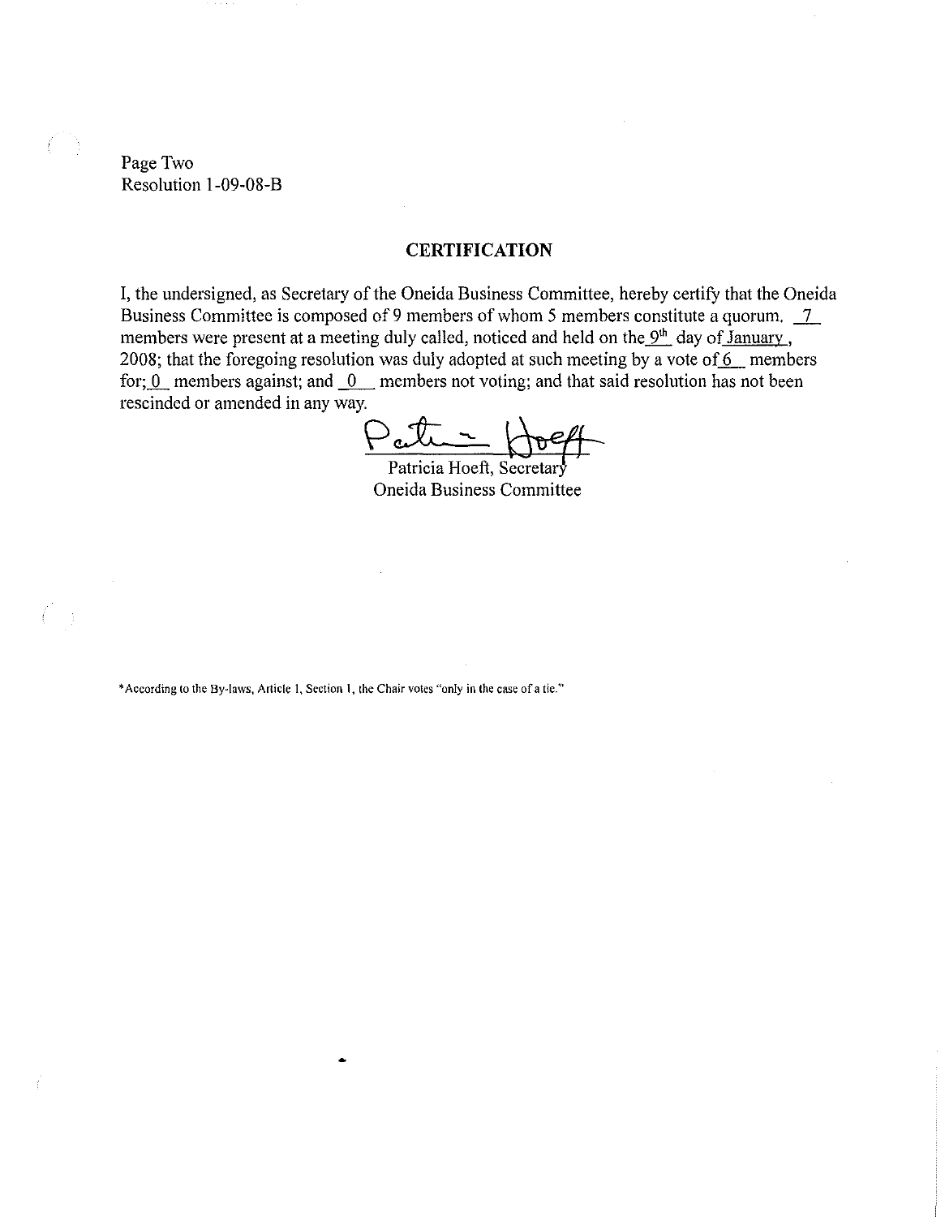Page Two
Resolution 1-09-08-B

## CERTIFICATION

I, the undersigned, as Secretary of the Oneida Business Committee, hereby certify that the Oneida Business Committee is composed of 9 members of whom 5 members constitute a quorum. 7 members were present at a meeting duly called, noticed and held on the 9th day of January, 2008; that the foregoing resolution was duly adopted at such meeting by a vote of 6 members for; 0 members against; and 0 members not voting; and that said resolution has not been rescinded or amended in any way.

Patricia Hoeft, Secretary
Oneida Business Committee

*According to the By-laws, Article I, Section I, the Chair votes "only in the case of a tie."